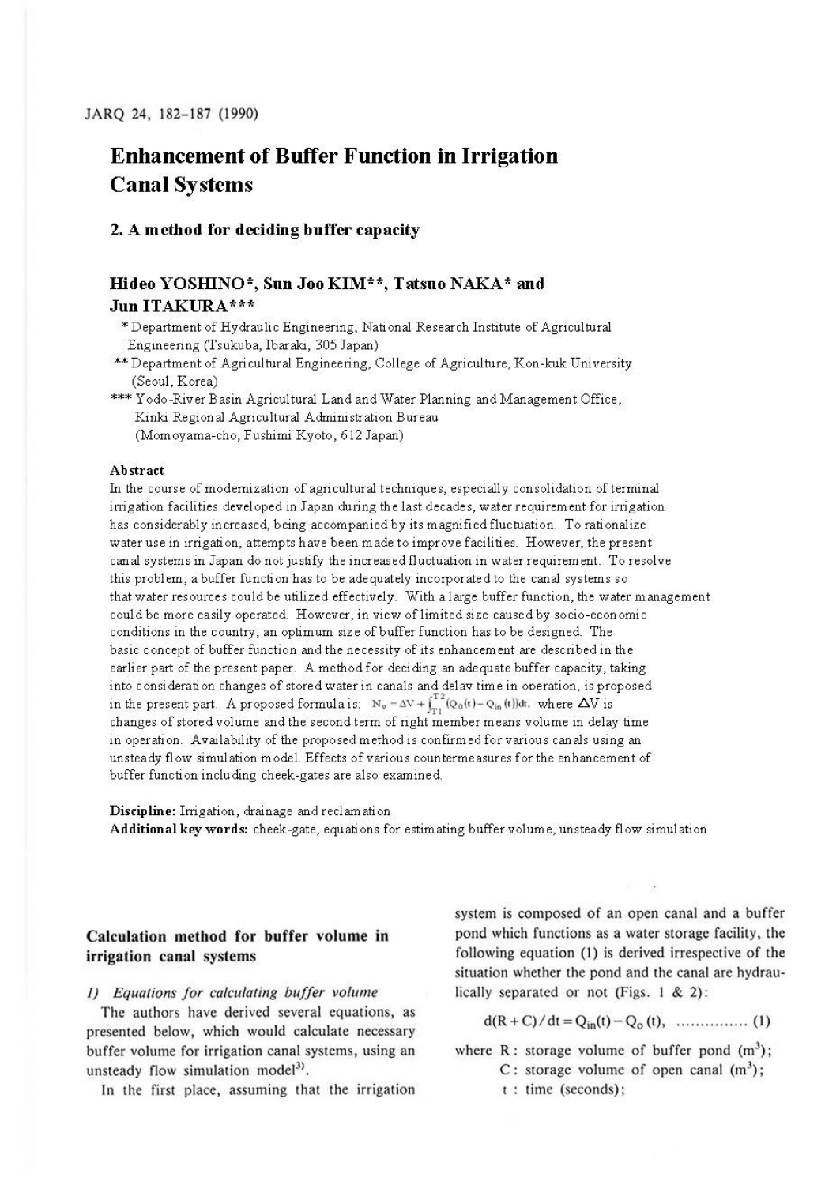# Enhancement of Buffer Function in Irrigation Canal Systems

## 2. A method for deciding buffer capacity

### Hideo YOSHINO*, Sun Joo KIM**, Tatsuo NAKA* and Jun ITAKURA***

\* Department of Hydraulic Engineering, National Research Institute of Agricultural Engineering (Tsukuba, Ibaraki, 305 Japan)

\** Department of Agricultural Engineering, College of Agriculture, Kon-kuk University (Seoul, Korea)

\*** Yodo-River Basin Agricultural Land and Water Planning and Management Office, Kinki Regional Agricultural Administration Bureau (Momoyama-cho, Fushimi Kyoto, 612 Japan)

#### Abstract

In the course of modernization of agricultural techniques, especially consolidation of terminal irrigation facilities developed in Japan during the last decades, water requirement for irrigation has considerably increased, being accompanied by its magnified fluctuation. To rationalize water use in irrigation, attempts have been made to improve facilities. However, the present canal systems in Japan do not justify the increased fluctuation in water requirement. To resolve this problem, a buffer function has to be adequately incorporated to the canal systems so that water resources could be utilized effectively. With a large buffer function, the water management could be more easily operated. However, in view of limited size caused by socio-economic conditions in the country, an optimum size of buffer function has to be designed. The basic concept of buffer function and the necessity of its enhancement are described in the earlier part of the present paper. A method for deciding an adequate buffer capacity, taking into consideration changes of stored water in canals and delay time in operation, is proposed in the present part. A proposed formula is: $N_v = \Delta V + \int_{T1}^{T2} (Q_0(t) - Q_{in}(t))dt$, where $\Delta V$ is changes of stored volume and the second term of right member means volume in delay time in operation. Availability of the proposed method is confirmed for various canals using an unsteady flow simulation model. Effects of various countermeasures for the enhancement of buffer function including cheek-gates are also examined.

**Discipline:** Irrigation, drainage and reclamation

**Additional key words:** cheek-gate, equations for estimating buffer volume, unsteady flow simulation

## Calculation method for buffer volume in irrigation canal systems

### 1) Equations for calculating buffer volume

The authors have derived several equations, as presented below, which would calculate necessary buffer volume for irrigation canal systems, using an unsteady flow simulation model[3].

In the first place, assuming that the irrigation system is composed of an open canal and a buffer pond which functions as a water storage facility, the following equation (1) is derived irrespective of the situation whether the pond and the canal are hydraulically separated or not (Figs. 1 & 2):

$$d(R + C)/dt = Q_{in}(t) - Q_o(t), \quad \ldots\ldots\ldots\ldots\ldots (1)$$

where $R$ : storage volume of buffer pond ($m^3$);
$C$ : storage volume of open canal ($m^3$);
$t$ : time (seconds);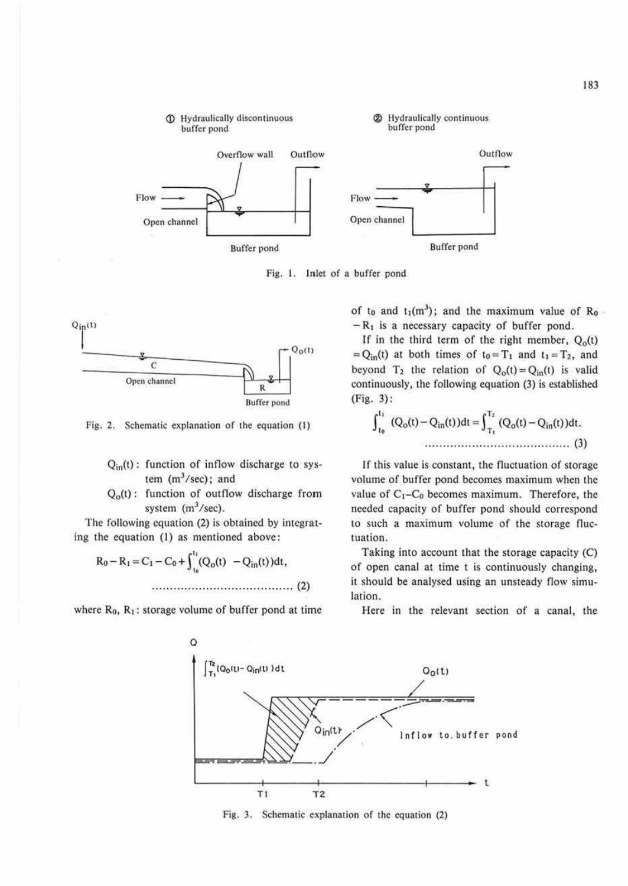Fig. 1. Inlet of a buffer pond

Fig. 2. Schematic explanation of the equation (1)

$Q_{in}(t)$ : function of inflow discharge to system ($m^3$/sec); and

$Q_o(t)$ : function of outflow discharge from system ($m^3$/sec).

The following equation (2) is obtained by integrating the equation (1) as mentioned above:

$$R_0 - R_1 = C_1 - C_0 + \int_{t_0}^{t_1} (Q_o(t) - Q_{in}(t))dt, \quad \cdots\cdots (2)$$

where $R_0$, $R_1$ : storage volume of buffer pond at time of $t_0$ and $t_1$($m^3$); and the maximum value of $R_0 - R_1$ is a necessary capacity of buffer pond.

If in the third term of the right member, $Q_o(t) = Q_{in}(t)$ at both times of $t_0 = T_1$ and $t_1 = T_2$, and beyond $T_2$ the relation of $Q_o(t) = Q_{in}(t)$ is valid continuously, the following equation (3) is established (Fig. 3):

$$\int_{t_0}^{t_1} (Q_o(t) - Q_{in}(t))dt = \int_{T_1}^{T_2} (Q_o(t) - Q_{in}(t))dt. \quad \cdots\cdots (3)$$

If this value is constant, the fluctuation of storage volume of buffer pond becomes maximum when the value of $C_1$–$C_0$ becomes maximum. Therefore, the needed capacity of buffer pond should correspond to such a maximum volume of the storage fluctuation.

Taking into account that the storage capacity (C) of open canal at time t is continuously changing, it should be analysed using an unsteady flow simulation.

Here in the relevant section of a canal, the

Fig. 3. Schematic explanation of the equation (2)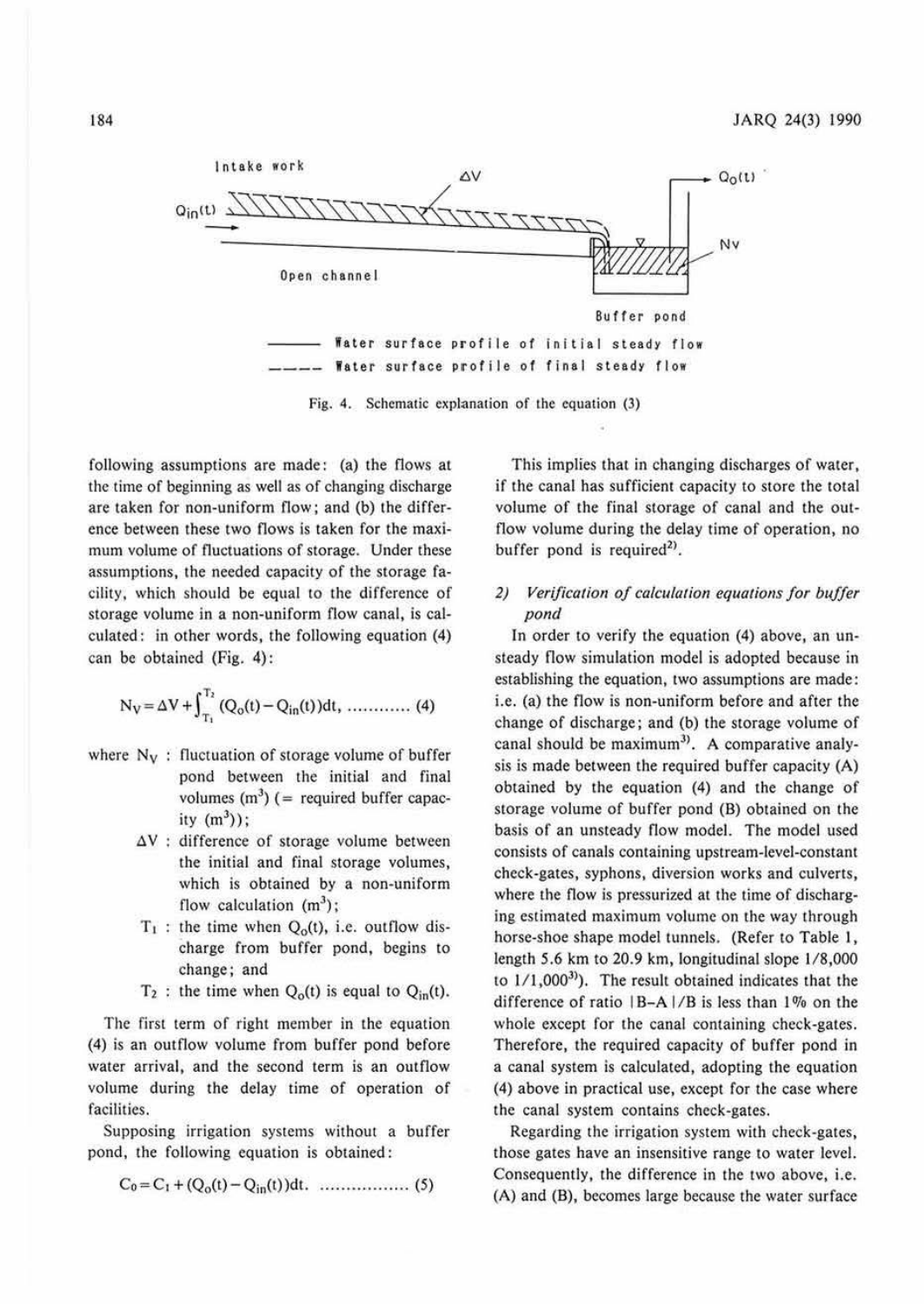following assumptions are made: (a) the flows at the time of beginning as well as of changing discharge are taken for non-uniform flow; and (b) the difference between these two flows is taken for the maximum volume of fluctuations of storage. Under these assumptions, the needed capacity of the storage facility, which should be equal to the difference of storage volume in a non-uniform flow canal, is calculated: in other words, the following equation (4) can be obtained (Fig. 4):

Fig. 4. Schematic explanation of the equation (3)

$$N_V = \Delta V + \int_{T_1}^{T_2} (Q_o(t) - Q_{in}(t))dt, \quad \text{............ (4)}$$

where $N_V$ : fluctuation of storage volume of buffer pond between the initial and final volumes ($m^3$) (= required buffer capacity ($m^3$));

$\Delta V$ : difference of storage volume between the initial and final storage volumes, which is obtained by a non-uniform flow calculation ($m^3$);

$T_1$ : the time when $Q_o(t)$, i.e. outflow discharge from buffer pond, begins to change; and

$T_2$ : the time when $Q_o(t)$ is equal to $Q_{in}(t)$.

The first term of right member in the equation (4) is an outflow volume from buffer pond before water arrival, and the second term is an outflow volume during the delay time of operation of facilities.

Supposing irrigation systems without a buffer pond, the following equation is obtained:

$$C_0 = C_1 + (Q_o(t) - Q_{in}(t))dt. \quad \text{................. (5)}$$

This implies that in changing discharges of water, if the canal has sufficient capacity to store the total volume of the final storage of canal and the outflow volume during the delay time of operation, no buffer pond is required[2].

### 2) *Verification of calculation equations for buffer pond*

In order to verify the equation (4) above, an unsteady flow simulation model is adopted because in establishing the equation, two assumptions are made: i.e. (a) the flow is non-uniform before and after the change of discharge; and (b) the storage volume of canal should be maximum[3]. A comparative analysis is made between the required buffer capacity (A) obtained by the equation (4) and the change of storage volume of buffer pond (B) obtained on the basis of an unsteady flow model. The model used consists of canals containing upstream-level-constant check-gates, syphons, diversion works and culverts, where the flow is pressurized at the time of discharging estimated maximum volume on the way through horse-shoe shape model tunnels. (Refer to Table 1, length 5.6 km to 20.9 km, longitudinal slope 1/8,000 to 1/1,000[3]). The result obtained indicates that the difference of ratio $|B-A|/B$ is less than 1% on the whole except for the canal containing check-gates. Therefore, the required capacity of buffer pond in a canal system is calculated, adopting the equation (4) above in practical use, except for the case where the canal system contains check-gates.

Regarding the irrigation system with check-gates, those gates have an insensitive range to water level. Consequently, the difference in the two above, i.e. (A) and (B), becomes large because the water surface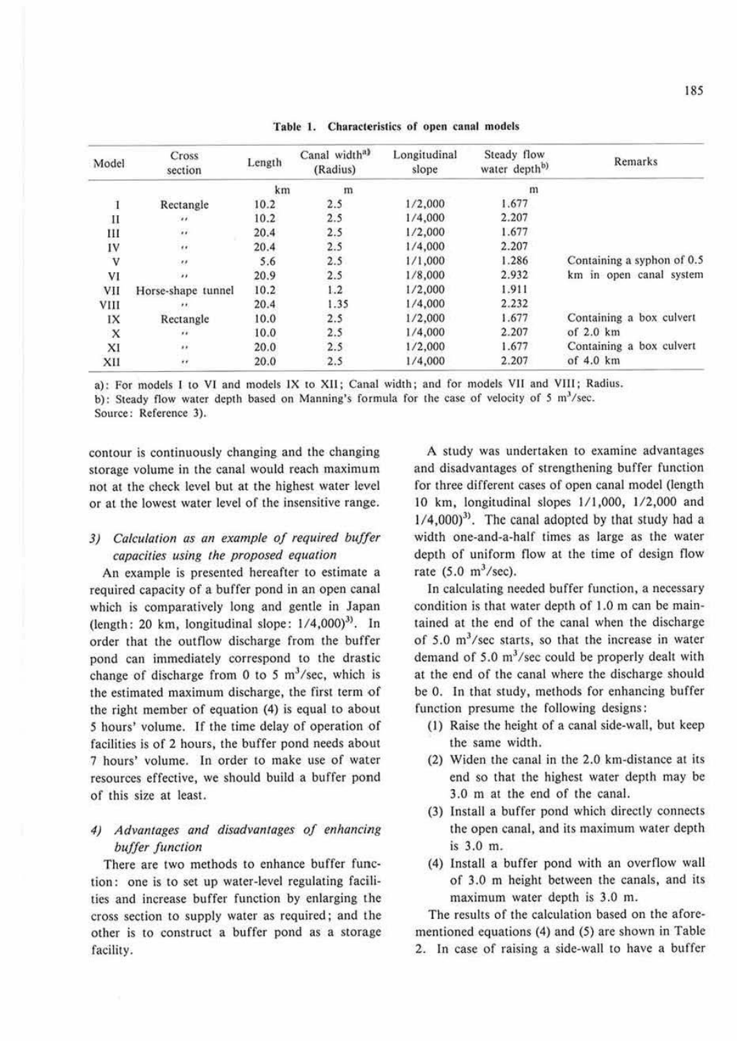Table 1. Characteristics of open canal models

| Model | Cross section | Length | Canal width[a) (Radius) | Longitudinal slope | Steady flow water depth[b) | Remarks |
|---|---|---|---|---|---|---|
| | | km | m | | m | |
| I | Rectangle | 10.2 | 2.5 | 1/2,000 | 1.677 | |
| II | 〃 | 10.2 | 2.5 | 1/4,000 | 2.207 | |
| III | 〃 | 20.4 | 2.5 | 1/2,000 | 1.677 | |
| IV | 〃 | 20.4 | 2.5 | 1/4,000 | 2.207 | |
| V | 〃 | 5.6 | 2.5 | 1/1,000 | 1.286 | Containing a syphon of 0.5 |
| VI | 〃 | 20.9 | 2.5 | 1/8,000 | 2.932 | km in open canal system |
| VII | Horse-shape tunnel | 10.2 | 1.2 | 1/2,000 | 1.911 | |
| VIII | 〃 | 20.4 | 1.35 | 1/4,000 | 2.232 | |
| IX | Rectangle | 10.0 | 2.5 | 1/2,000 | 1.677 | Containing a box culvert |
| X | 〃 | 10.0 | 2.5 | 1/4,000 | 2.207 | of 2.0 km |
| XI | 〃 | 20.0 | 2.5 | 1/2,000 | 1.677 | Containing a box culvert |
| XII | 〃 | 20.0 | 2.5 | 1/4,000 | 2.207 | of 4.0 km |

a): For models I to VI and models IX to XII; Canal width; and for models VII and VIII; Radius.
b): Steady flow water depth based on Manning's formula for the case of velocity of 5 $m^3$/sec.
Source: Reference 3).

contour is continuously changing and the changing storage volume in the canal would reach maximum not at the check level but at the highest water level or at the lowest water level of the insensitive range.

### 3) *Calculation as an example of required buffer capacities using the proposed equation*

An example is presented hereafter to estimate a required capacity of a buffer pond in an open canal which is comparatively long and gentle in Japan (length: 20 km, longitudinal slope: 1/4,000)[3]. In order that the outflow discharge from the buffer pond can immediately correspond to the drastic change of discharge from 0 to 5 $m^3$/sec, which is the estimated maximum discharge, the first term of the right member of equation (4) is equal to about 5 hours' volume. If the time delay of operation of facilities is of 2 hours, the buffer pond needs about 7 hours' volume. In order to make use of water resources effective, we should build a buffer pond of this size at least.

### 4) *Advantages and disadvantages of enhancing buffer function*

There are two methods to enhance buffer function: one is to set up water-level regulating facilities and increase buffer function by enlarging the cross section to supply water as required; and the other is to construct a buffer pond as a storage facility.

A study was undertaken to examine advantages and disadvantages of strengthening buffer function for three different cases of open canal model (length 10 km, longitudinal slopes 1/1,000, 1/2,000 and 1/4,000)[3]. The canal adopted by that study had a width one-and-a-half times as large as the water depth of uniform flow at the time of design flow rate (5.0 $m^3$/sec).

In calculating needed buffer function, a necessary condition is that water depth of 1.0 m can be maintained at the end of the canal when the discharge of 5.0 $m^3$/sec starts, so that the increase in water demand of 5.0 $m^3$/sec could be properly dealt with at the end of the canal where the discharge should be 0. In that study, methods for enhancing buffer function presume the following designs:

(1) Raise the height of a canal side-wall, but keep the same width.
(2) Widen the canal in the 2.0 km-distance at its end so that the highest water depth may be 3.0 m at the end of the canal.
(3) Install a buffer pond which directly connects the open canal, and its maximum water depth is 3.0 m.
(4) Install a buffer pond with an overflow wall of 3.0 m height between the canals, and its maximum water depth is 3.0 m.

The results of the calculation based on the aforementioned equations (4) and (5) are shown in Table 2. In case of raising a side-wall to have a buffer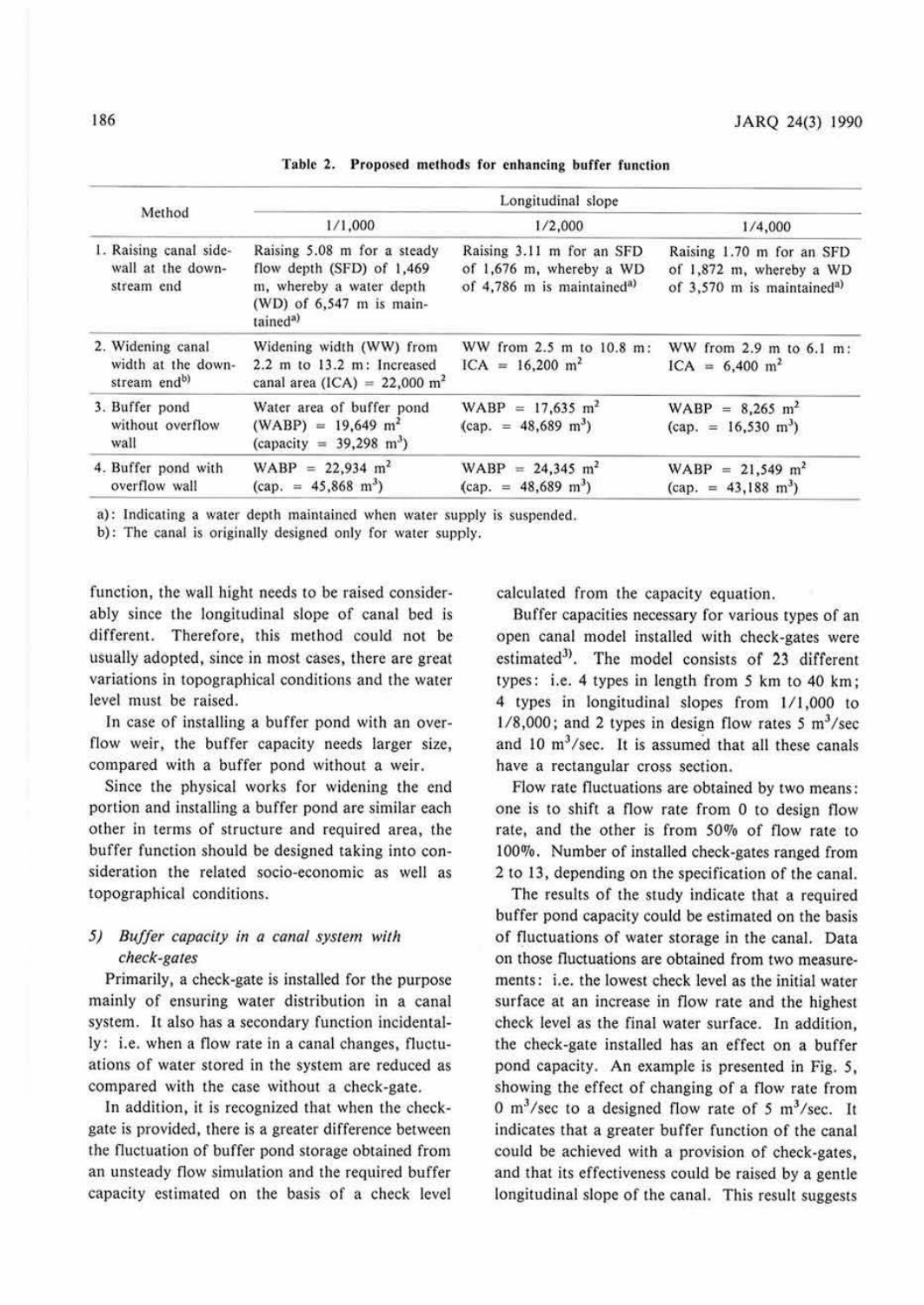Table 2. Proposed methods for enhancing buffer function

| Method | Longitudinal slope | | |
|---|---|---|---|
| | 1/1,000 | 1/2,000 | 1/4,000 |
| 1. Raising canal side-wall at the down-stream end | Raising 5.08 m for a steady flow depth (SFD) of 1,469 m, whereby a water depth (WD) of 6,547 m is maintained[a)] | Raising 3.11 m for an SFD of 1,676 m, whereby a WD of 4,786 m is maintained[a)] | Raising 1.70 m for an SFD of 1,872 m, whereby a WD of 3,570 m is maintained[a)] |
| 2. Widening canal width at the down-stream end[b)] | Widening width (WW) from 2.2 m to 13.2 m: Increased canal area (ICA) = 22,000 $m^2$ | WW from 2.5 m to 10.8 m: ICA = 16,200 $m^2$ | WW from 2.9 m to 6.1 m: ICA = 6,400 $m^2$ |
| 3. Buffer pond without overflow wall | Water area of buffer pond (WABP) = 19,649 $m^2$ (capacity = 39,298 $m^3$) | WABP = 17,635 $m^2$ (cap. = 48,689 $m^3$) | WABP = 8,265 $m^2$ (cap. = 16,530 $m^3$) |
| 4. Buffer pond with overflow wall | WABP = 22,934 $m^2$ (cap. = 45,868 $m^3$) | WABP = 24,345 $m^2$ (cap. = 48,689 $m^3$) | WABP = 21,549 $m^2$ (cap. = 43,188 $m^3$) |

a): Indicating a water depth maintained when water supply is suspended.
b): The canal is originally designed only for water supply.

function, the wall hight needs to be raised considerably since the longitudinal slope of canal bed is different. Therefore, this method could not be usually adopted, since in most cases, there are great variations in topographical conditions and the water level must be raised.

In case of installing a buffer pond with an overflow weir, the buffer capacity needs larger size, compared with a buffer pond without a weir.

Since the physical works for widening the end portion and installing a buffer pond are similar each other in terms of structure and required area, the buffer function should be designed taking into consideration the related socio-economic as well as topographical conditions.

*5) Buffer capacity in a canal system with check-gates*

Primarily, a check-gate is installed for the purpose mainly of ensuring water distribution in a canal system. It also has a secondary function incidentally: i.e. when a flow rate in a canal changes, fluctuations of water stored in the system are reduced as compared with the case without a check-gate.

In addition, it is recognized that when the check-gate is provided, there is a greater difference between the fluctuation of buffer pond storage obtained from an unsteady flow simulation and the required buffer capacity estimated on the basis of a check level calculated from the capacity equation.

Buffer capacities necessary for various types of an open canal model installed with check-gates were estimated[3)]. The model consists of 23 different types: i.e. 4 types in length from 5 km to 40 km; 4 types in longitudinal slopes from 1/1,000 to 1/8,000; and 2 types in design flow rates 5 $m^3$/sec and 10 $m^3$/sec. It is assumed that all these canals have a rectangular cross section.

Flow rate fluctuations are obtained by two means: one is to shift a flow rate from 0 to design flow rate, and the other is from 50% of flow rate to 100%. Number of installed check-gates ranged from 2 to 13, depending on the specification of the canal.

The results of the study indicate that a required buffer pond capacity could be estimated on the basis of fluctuations of water storage in the canal. Data on those fluctuations are obtained from two measurements: i.e. the lowest check level as the initial water surface at an increase in flow rate and the highest check level as the final water surface. In addition, the check-gate installed has an effect on a buffer pond capacity. An example is presented in Fig. 5, showing the effect of changing of a flow rate from 0 $m^3$/sec to a designed flow rate of 5 $m^3$/sec. It indicates that a greater buffer function of the canal could be achieved with a provision of check-gates, and that its effectiveness could be raised by a gentle longitudinal slope of the canal. This result suggests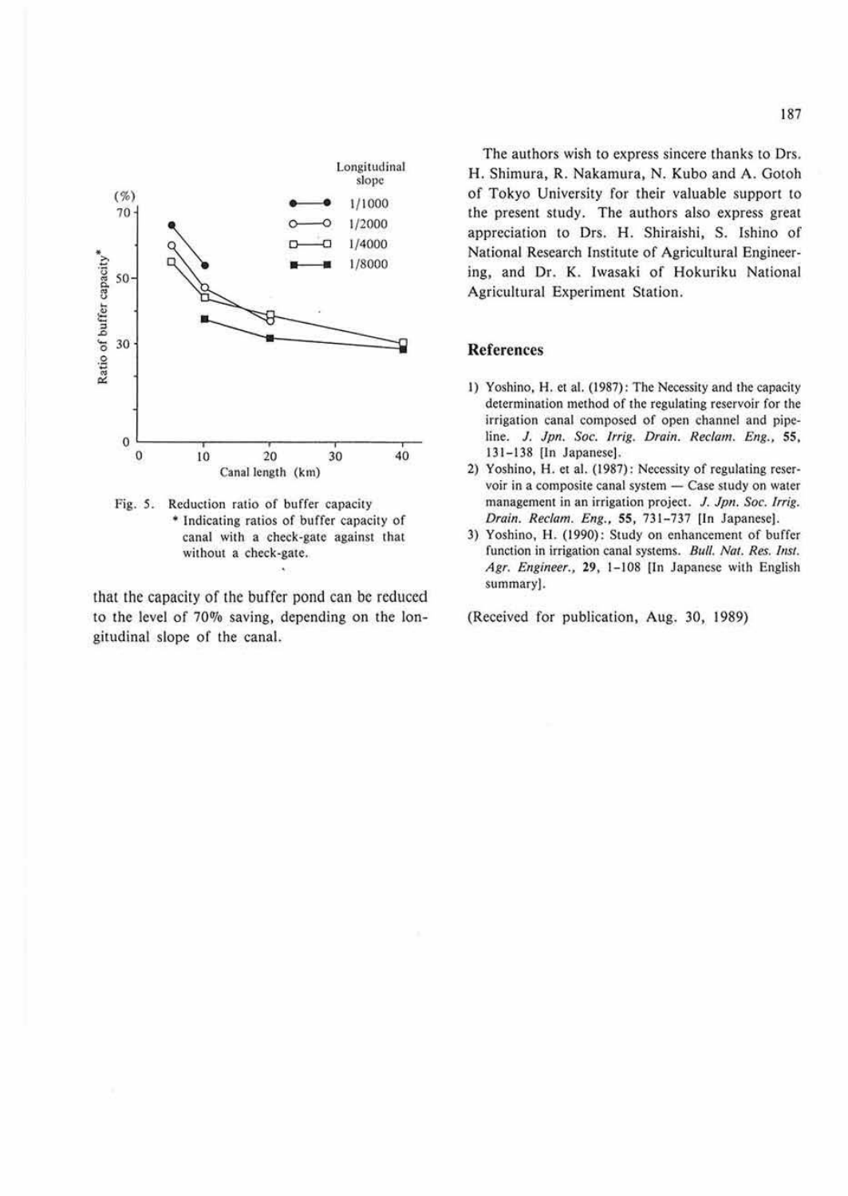Longitudinal slope

1/1000

1/2000

1/4000

1/8000

(%)

70

50

30

0

Ratio of buffer capacity*

0

10

20

30

40

Canal length (km)

Fig. 5. Reduction ratio of buffer capacity
* Indicating ratios of buffer capacity of canal with a check-gate against that without a check-gate.

that the capacity of the buffer pond can be reduced to the level of 70% saving, depending on the longitudinal slope of the canal.

The authors wish to express sincere thanks to Drs. H. Shimura, R. Nakamura, N. Kubo and A. Gotoh of Tokyo University for their valuable support to the present study. The authors also express great appreciation to Drs. H. Shiraishi, S. Ishino of National Research Institute of Agricultural Engineering, and Dr. K. Iwasaki of Hokuriku National Agricultural Experiment Station.

## References

1) Yoshino, H. et al. (1987): The Necessity and the capacity determination method of the regulating reservoir for the irrigation canal composed of open channel and pipeline. *J. Jpn. Soc. Irrig. Drain. Reclam. Eng.*, **55**, 131–138 [In Japanese].
2) Yoshino, H. et al. (1987): Necessity of regulating reservoir in a composite canal system — Case study on water management in an irrigation project. *J. Jpn. Soc. Irrig. Drain. Reclam. Eng.*, **55**, 731–737 [In Japanese].
3) Yoshino, H. (1990): Study on enhancement of buffer function in irrigation canal systems. *Bull. Nat. Res. Inst. Agr. Engineer.*, **29**, 1–108 [In Japanese with English summary].

(Received for publication, Aug. 30, 1989)